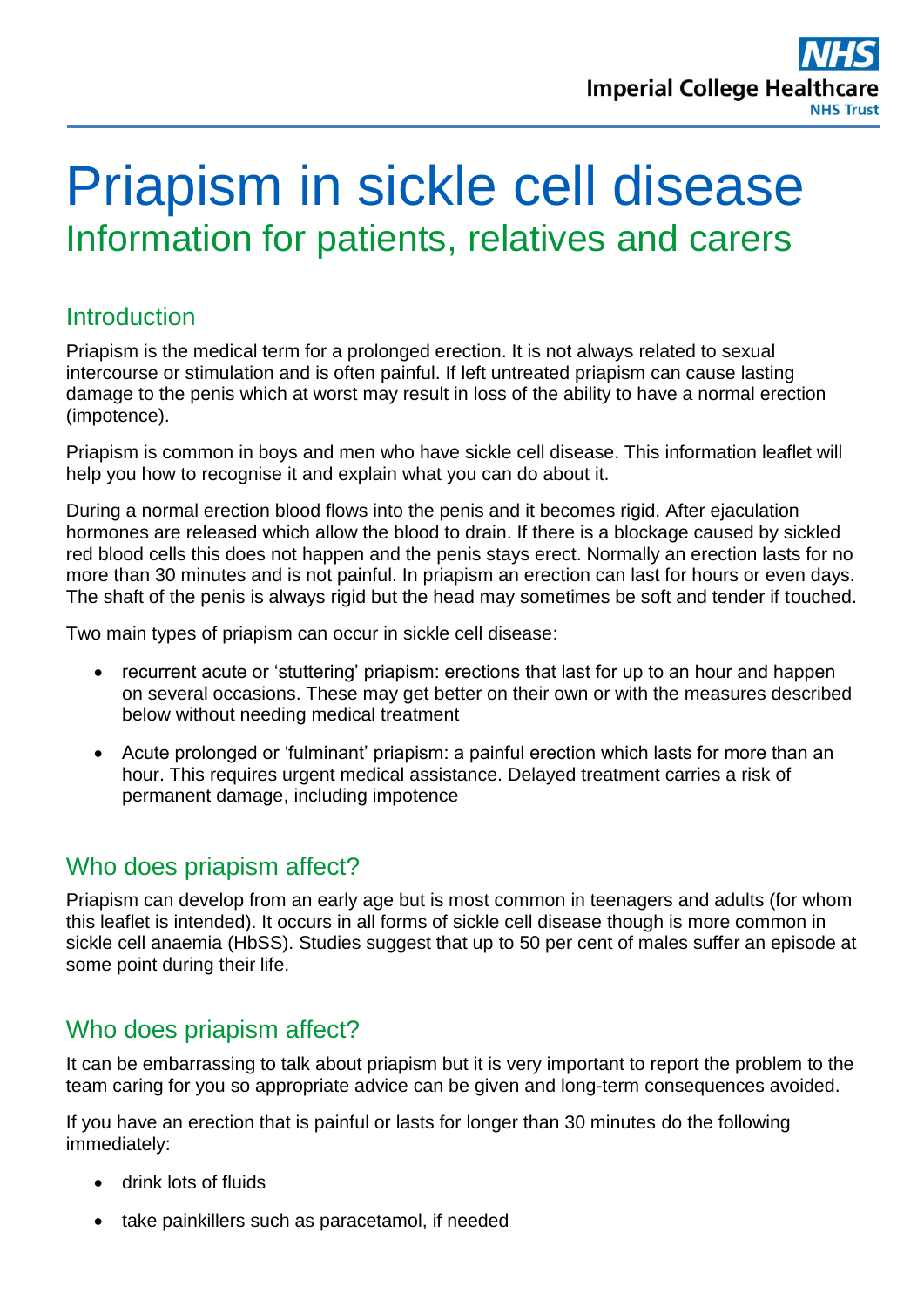# Priapism in sickle cell disease

## Information for patients, relatives and carers

## Introduction

Priapism is the medical term for a prolonged erection. It is not always related to sexual intercourse or stimulation and is often painful. If left untreated priapism can cause lasting damage to the penis which at worst may result in loss of the ability to have a normal erection (impotence).

Priapism is common in boys and men who have sickle cell disease. This information leaflet will help you how to recognise it and explain what you can do about it.

During a normal erection blood flows into the penis and it becomes rigid. After ejaculation hormones are released which allow the blood to drain. If there is a blockage caused by sickled red blood cells this does not happen and the penis stays erect. Normally an erection lasts for no more than 30 minutes and is not painful. In priapism an erection can last for hours or even days. The shaft of the penis is always rigid but the head may sometimes be soft and tender if touched.

Two main types of priapism can occur in sickle cell disease:

- recurrent acute or 'stuttering' priapism: erections that last for up to an hour and happen on several occasions. These may get better on their own or with the measures described below without needing medical treatment
- Acute prolonged or 'fulminant' priapism: a painful erection which lasts for more than an hour. This requires urgent medical assistance. Delayed treatment carries a risk of permanent damage, including impotence

## Who does priapism affect?

Priapism can develop from an early age but is most common in teenagers and adults (for whom this leaflet is intended). It occurs in all forms of sickle cell disease though is more common in sickle cell anaemia (HbSS). Studies suggest that up to 50 per cent of males suffer an episode at some point during their life.

## Who does priapism affect?

It can be embarrassing to talk about priapism but it is very important to report the problem to the team caring for you so appropriate advice can be given and long-term consequences avoided.

If you have an erection that is painful or lasts for longer than 30 minutes do the following immediately:

- drink lots of fluids
- take painkillers such as paracetamol, if needed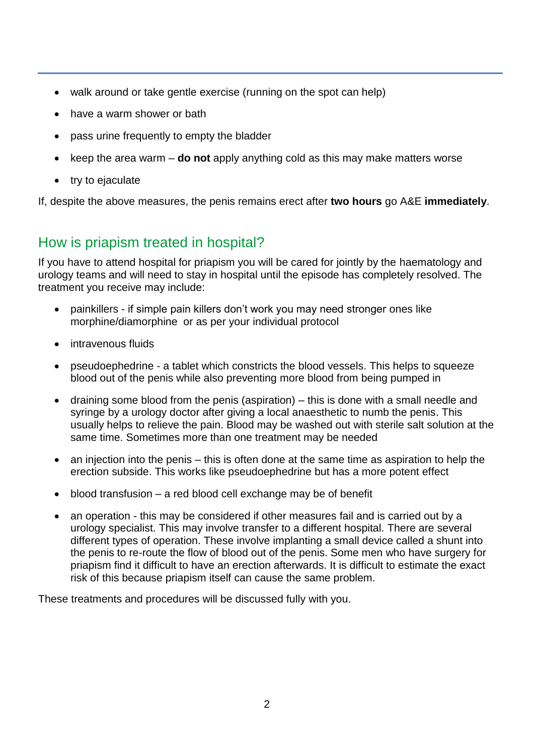- walk around or take gentle exercise (running on the spot can help)
- have a warm shower or bath
- pass urine frequently to empty the bladder
- keep the area warm – **do not** apply anything cold as this may make matters worse
- try to ejaculate

If, despite the above measures, the penis remains erect after **two hours** go A&E **immediately**.

## How is priapism treated in hospital?

If you have to attend hospital for priapism you will be cared for jointly by the haematology and urology teams and will need to stay in hospital until the episode has completely resolved. The treatment you receive may include:

- painkillers - if simple pain killers don't work you may need stronger ones like morphine/diamorphine or as per your individual protocol
- intravenous fluids
- pseudoephedrine - a tablet which constricts the blood vessels. This helps to squeeze blood out of the penis while also preventing more blood from being pumped in
- draining some blood from the penis (aspiration) – this is done with a small needle and syringe by a urology doctor after giving a local anaesthetic to numb the penis. This usually helps to relieve the pain. Blood may be washed out with sterile salt solution at the same time. Sometimes more than one treatment may be needed
- an injection into the penis – this is often done at the same time as aspiration to help the erection subside. This works like pseudoephedrine but has a more potent effect
- blood transfusion – a red blood cell exchange may be of benefit
- an operation - this may be considered if other measures fail and is carried out by a urology specialist. This may involve transfer to a different hospital. There are several different types of operation. These involve implanting a small device called a shunt into the penis to re-route the flow of blood out of the penis. Some men who have surgery for priapism find it difficult to have an erection afterwards. It is difficult to estimate the exact risk of this because priapism itself can cause the same problem.

These treatments and procedures will be discussed fully with you.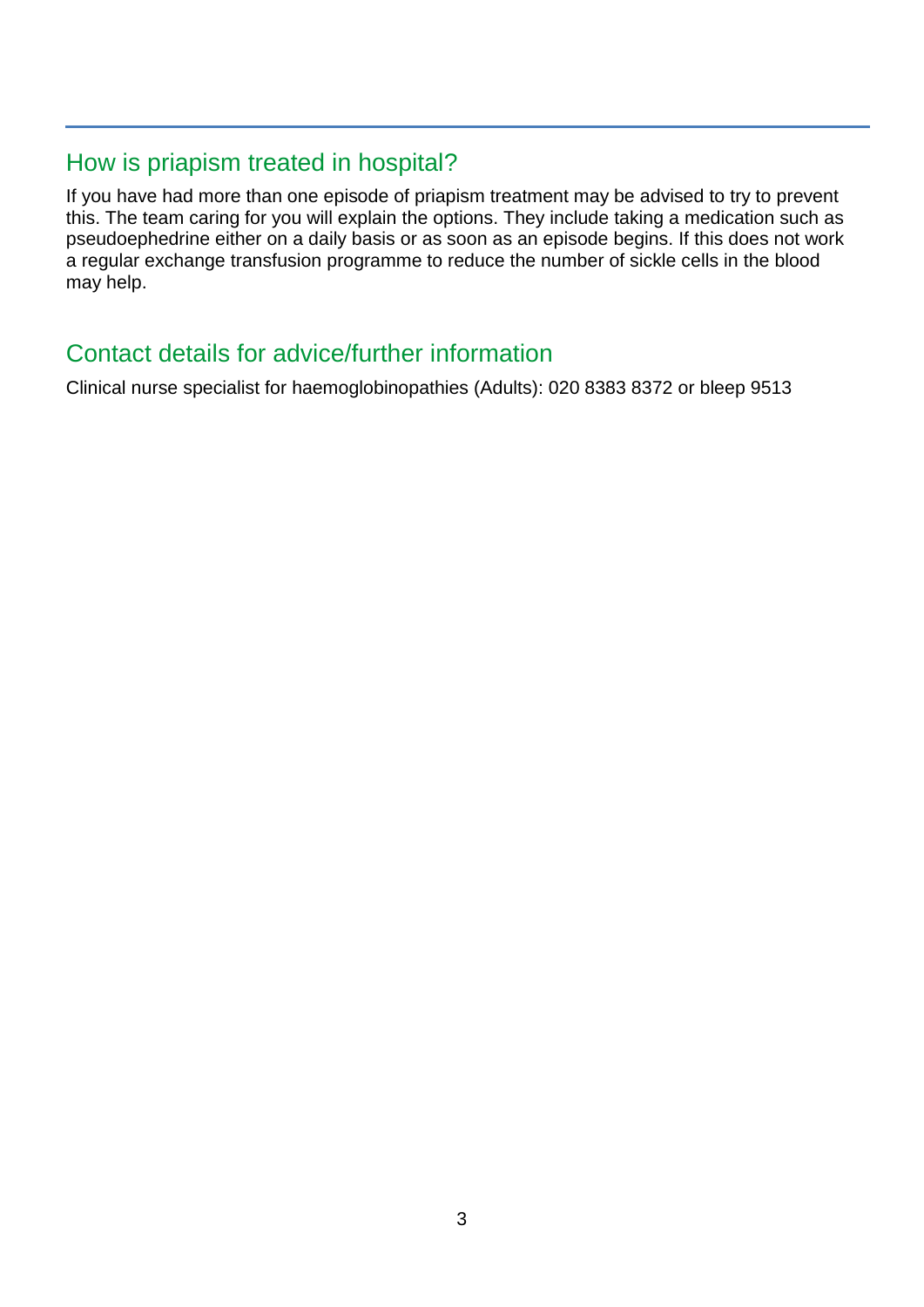## How is priapism treated in hospital?

If you have had more than one episode of priapism treatment may be advised to try to prevent this. The team caring for you will explain the options. They include taking a medication such as pseudoephedrine either on a daily basis or as soon as an episode begins. If this does not work a regular exchange transfusion programme to reduce the number of sickle cells in the blood may help.

## Contact details for advice/further information

Clinical nurse specialist for haemoglobinopathies (Adults): 020 8383 8372 or bleep 9513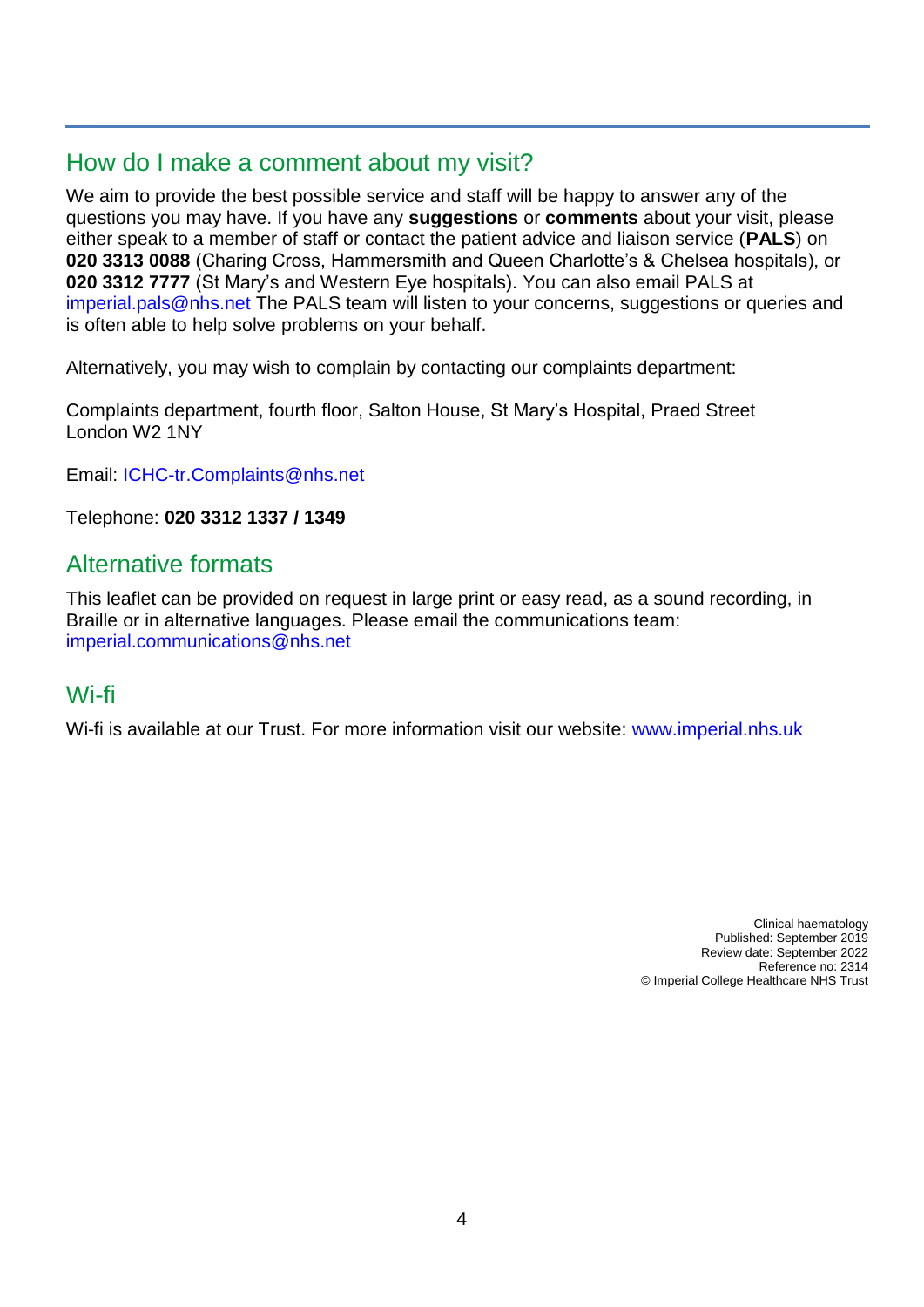## How do I make a comment about my visit?

We aim to provide the best possible service and staff will be happy to answer any of the questions you may have. If you have any **suggestions** or **comments** about your visit, please either speak to a member of staff or contact the patient advice and liaison service (**PALS**) on **020 3313 0088** (Charing Cross, Hammersmith and Queen Charlotte's & Chelsea hospitals), or **020 3312 7777** (St Mary's and Western Eye hospitals). You can also email PALS at imperial.pals@nhs.net The PALS team will listen to your concerns, suggestions or queries and is often able to help solve problems on your behalf.

Alternatively, you may wish to complain by contacting our complaints department:

Complaints department, fourth floor, Salton House, St Mary's Hospital, Praed Street
London W2 1NY

Email: ICHC-tr.Complaints@nhs.net

Telephone: **020 3312 1337 / 1349**

## Alternative formats

This leaflet can be provided on request in large print or easy read, as a sound recording, in Braille or in alternative languages. Please email the communications team: imperial.communications@nhs.net

## Wi-fi

Wi-fi is available at our Trust. For more information visit our website: www.imperial.nhs.uk

Clinical haematology
Published: September 2019
Review date: September 2022
Reference no: 2314
© Imperial College Healthcare NHS Trust